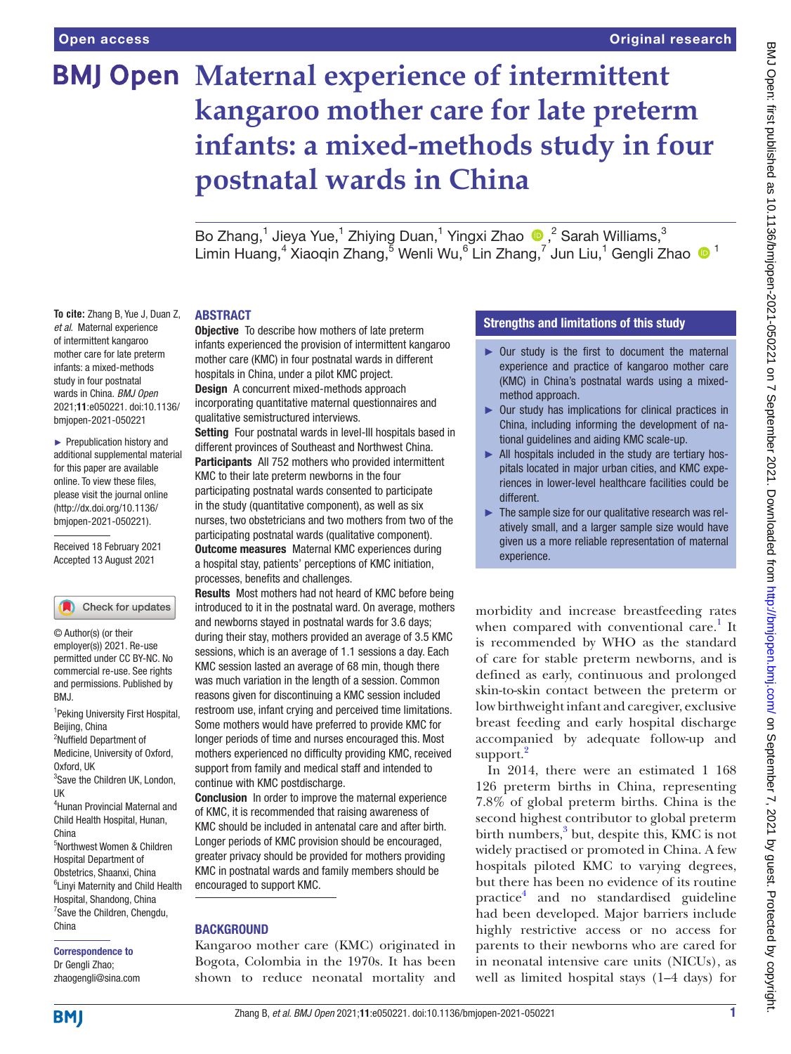# Maternal experience of intermittent kangaroo mother care for late preterm infants: a mixed-methods study in four postnatal wards in China

Bo Zhang,[1] Jieya Yue,[1] Zhiying Duan,[1] Yingxi Zhao,[2] Sarah Williams,[3] Limin Huang,[4] Xiaoqin Zhang,[5] Wenli Wu,[6] Lin Zhang,[7] Jun Liu,[1] Gengli Zhao[1]

**To cite:** Zhang B, Yue J, Duan Z, *et al*. Maternal experience of intermittent kangaroo mother care for late preterm infants: a mixed-methods study in four postnatal wards in China. *BMJ Open* 2021;**11**:e050221. doi:10.1136/bmjopen-2021-050221

► Prepublication history and additional supplemental material for this paper are available online. To view these files, please visit the journal online (http://dx.doi.org/10.1136/bmjopen-2021-050221).

Received 18 February 2021
Accepted 13 August 2021

© Author(s) (or their employer(s)) 2021. Re-use permitted under CC BY-NC. No commercial re-use. See rights and permissions. Published by BMJ.

[1]Peking University First Hospital, Beijing, China
[2]Nuffield Department of Medicine, University of Oxford, Oxford, UK
[3]Save the Children UK, London, UK
[4]Hunan Provincial Maternal and Child Health Hospital, Hunan, China
[5]Northwest Women & Children Hospital Department of Obstetrics, Shaanxi, China
[6]Linyi Maternity and Child Health Hospital, Shandong, China
[7]Save the Children, Chengdu, China

**Correspondence to**
Dr Gengli Zhao;
zhaogengli@sina.com

## ABSTRACT

**Objective** To describe how mothers of late preterm infants experienced the provision of intermittent kangaroo mother care (KMC) in four postnatal wards in different hospitals in China, under a pilot KMC project.

**Design** A concurrent mixed-methods approach incorporating quantitative maternal questionnaires and qualitative semistructured interviews.

**Setting** Four postnatal wards in level-III hospitals based in different provinces of Southeast and Northwest China.

**Participants** All 752 mothers who provided intermittent KMC to their late preterm newborns in the four participating postnatal wards consented to participate in the study (quantitative component), as well as six nurses, two obstetricians and two mothers from two of the participating postnatal wards (qualitative component).

**Outcome measures** Maternal KMC experiences during a hospital stay, patients' perceptions of KMC initiation, processes, benefits and challenges.

**Results** Most mothers had not heard of KMC before being introduced to it in the postnatal ward. On average, mothers and newborns stayed in postnatal wards for 3.6 days; during their stay, mothers provided an average of 3.5 KMC sessions, which is an average of 1.1 sessions a day. Each KMC session lasted an average of 68 min, though there was much variation in the length of a session. Common reasons given for discontinuing a KMC session included restroom use, infant crying and perceived time limitations. Some mothers would have preferred to provide KMC for longer periods of time and nurses encouraged this. Most mothers experienced no difficulty providing KMC, received support from family and medical staff and intended to continue with KMC postdischarge.

**Conclusion** In order to improve the maternal experience of KMC, it is recommended that raising awareness of KMC should be included in antenatal care and after birth. Longer periods of KMC provision should be encouraged, greater privacy should be provided for mothers providing KMC in postnatal wards and family members should be encouraged to support KMC.

## Strengths and limitations of this study

► Our study is the first to document the maternal experience and practice of kangaroo mother care (KMC) in China's postnatal wards using a mixed-method approach.

► Our study has implications for clinical practices in China, including informing the development of national guidelines and aiding KMC scale-up.

► All hospitals included in the study are tertiary hospitals located in major urban cities, and KMC experiences in lower-level healthcare facilities could be different.

► The sample size for our qualitative research was relatively small, and a larger sample size would have given us a more reliable representation of maternal experience.

## BACKGROUND

Kangaroo mother care (KMC) originated in Bogota, Colombia in the 1970s. It has been shown to reduce neonatal mortality and morbidity and increase breastfeeding rates when compared with conventional care.[1] It is recommended by WHO as the standard of care for stable preterm newborns, and is defined as early, continuous and prolonged skin-to-skin contact between the preterm or low birthweight infant and caregiver, exclusive breast feeding and early hospital discharge accompanied by adequate follow-up and support.[2]

In 2014, there were an estimated 1 168 126 preterm births in China, representing 7.8% of global preterm births. China is the second highest contributor to global preterm birth numbers,[3] but, despite this, KMC is not widely practised or promoted in China. A few hospitals piloted KMC to varying degrees, but there has been no evidence of its routine practice[4] and no standardised guideline had been developed. Major barriers include highly restrictive access or no access for parents to their newborns who are cared for in neonatal intensive care units (NICUs), as well as limited hospital stays (1–4 days) for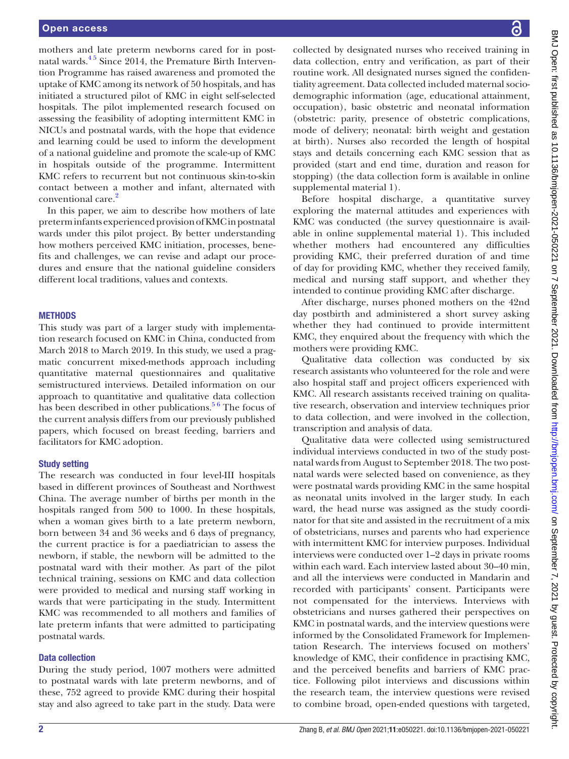mothers and late preterm newborns cared for in postnatal wards.[4 5] Since 2014, the Premature Birth Intervention Programme has raised awareness and promoted the uptake of KMC among its network of 50 hospitals, and has initiated a structured pilot of KMC in eight self-selected hospitals. The pilot implemented research focused on assessing the feasibility of adopting intermittent KMC in NICUs and postnatal wards, with the hope that evidence and learning could be used to inform the development of a national guideline and promote the scale-up of KMC in hospitals outside of the programme. Intermittent KMC refers to recurrent but not continuous skin-to-skin contact between a mother and infant, alternated with conventional care.[2]

In this paper, we aim to describe how mothers of late preterm infants experienced provision of KMC in postnatal wards under this pilot project. By better understanding how mothers perceived KMC initiation, processes, benefits and challenges, we can revise and adapt our procedures and ensure that the national guideline considers different local traditions, values and contexts.

## METHODS

This study was part of a larger study with implementation research focused on KMC in China, conducted from March 2018 to March 2019. In this study, we used a pragmatic concurrent mixed-methods approach including quantitative maternal questionnaires and qualitative semistructured interviews. Detailed information on our approach to quantitative and qualitative data collection has been described in other publications.[5 6] The focus of the current analysis differs from our previously published papers, which focused on breast feeding, barriers and facilitators for KMC adoption.

### Study setting

The research was conducted in four level-III hospitals based in different provinces of Southeast and Northwest China. The average number of births per month in the hospitals ranged from 500 to 1000. In these hospitals, when a woman gives birth to a late preterm newborn, born between 34 and 36 weeks and 6 days of pregnancy, the current practice is for a paediatrician to assess the newborn, if stable, the newborn will be admitted to the postnatal ward with their mother. As part of the pilot technical training, sessions on KMC and data collection were provided to medical and nursing staff working in wards that were participating in the study. Intermittent KMC was recommended to all mothers and families of late preterm infants that were admitted to participating postnatal wards.

### Data collection

During the study period, 1007 mothers were admitted to postnatal wards with late preterm newborns, and of these, 752 agreed to provide KMC during their hospital stay and also agreed to take part in the study. Data were collected by designated nurses who received training in data collection, entry and verification, as part of their routine work. All designated nurses signed the confidentiality agreement. Data collected included maternal sociodemographic information (age, educational attainment, occupation), basic obstetric and neonatal information (obstetric: parity, presence of obstetric complications, mode of delivery; neonatal: birth weight and gestation at birth). Nurses also recorded the length of hospital stays and details concerning each KMC session that as provided (start and end time, duration and reason for stopping) (the data collection form is available in online supplemental material 1).

Before hospital discharge, a quantitative survey exploring the maternal attitudes and experiences with KMC was conducted (the survey questionnaire is available in online supplemental material 1). This included whether mothers had encountered any difficulties providing KMC, their preferred duration of and time of day for providing KMC, whether they received family, medical and nursing staff support, and whether they intended to continue providing KMC after discharge.

After discharge, nurses phoned mothers on the 42nd day postbirth and administered a short survey asking whether they had continued to provide intermittent KMC, they enquired about the frequency with which the mothers were providing KMC.

Qualitative data collection was conducted by six research assistants who volunteered for the role and were also hospital staff and project officers experienced with KMC. All research assistants received training on qualitative research, observation and interview techniques prior to data collection, and were involved in the collection, transcription and analysis of data.

Qualitative data were collected using semistructured individual interviews conducted in two of the study postnatal wards from August to September 2018. The two postnatal wards were selected based on convenience, as they were postnatal wards providing KMC in the same hospital as neonatal units involved in the larger study. In each ward, the head nurse was assigned as the study coordinator for that site and assisted in the recruitment of a mix of obstetricians, nurses and parents who had experience with intermittent KMC for interview purposes. Individual interviews were conducted over 1–2 days in private rooms within each ward. Each interview lasted about 30–40 min, and all the interviews were conducted in Mandarin and recorded with participants' consent. Participants were not compensated for the interviews. Interviews with obstetricians and nurses gathered their perspectives on KMC in postnatal wards, and the interview questions were informed by the Consolidated Framework for Implementation Research. The interviews focused on mothers' knowledge of KMC, their confidence in practising KMC, and the perceived benefits and barriers of KMC practice. Following pilot interviews and discussions within the research team, the interview questions were revised to combine broad, open-ended questions with targeted,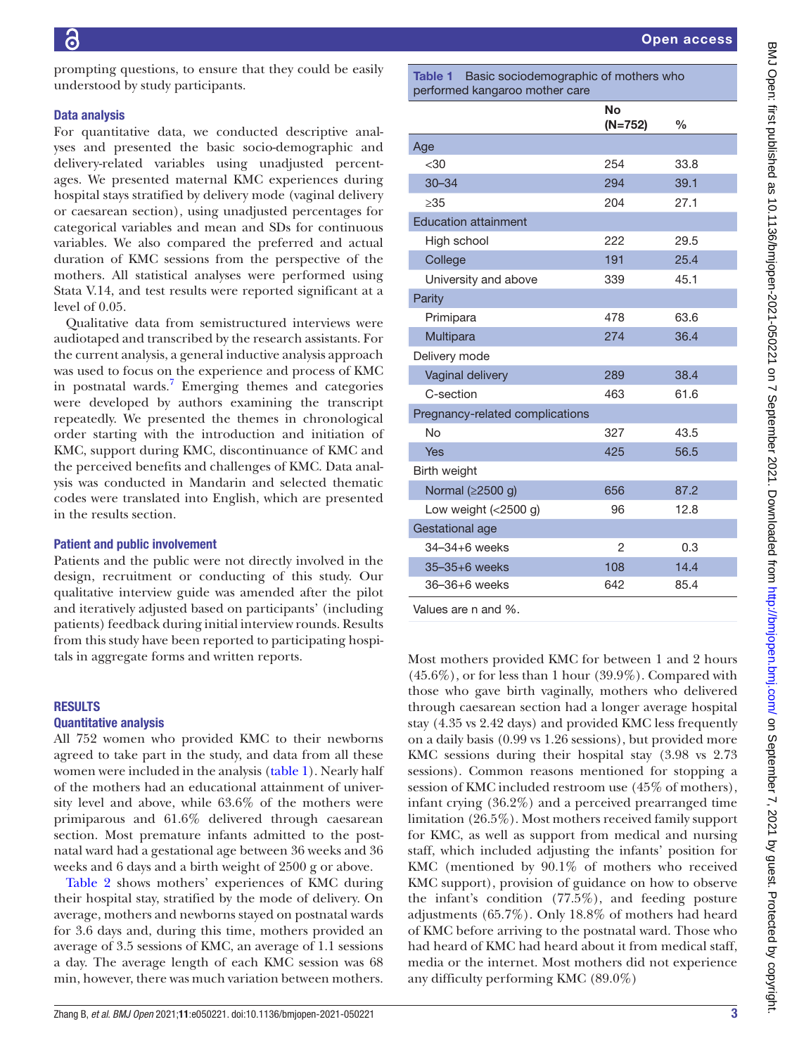prompting questions, to ensure that they could be easily understood by study participants.

### Data analysis

For quantitative data, we conducted descriptive analyses and presented the basic socio-demographic and delivery-related variables using unadjusted percentages. We presented maternal KMC experiences during hospital stays stratified by delivery mode (vaginal delivery or caesarean section), using unadjusted percentages for categorical variables and mean and SDs for continuous variables. We also compared the preferred and actual duration of KMC sessions from the perspective of the mothers. All statistical analyses were performed using Stata V.14, and test results were reported significant at a level of 0.05.

Qualitative data from semistructured interviews were audiotaped and transcribed by the research assistants. For the current analysis, a general inductive analysis approach was used to focus on the experience and process of KMC in postnatal wards.[7] Emerging themes and categories were developed by authors examining the transcript repeatedly. We presented the themes in chronological order starting with the introduction and initiation of KMC, support during KMC, discontinuance of KMC and the perceived benefits and challenges of KMC. Data analysis was conducted in Mandarin and selected thematic codes were translated into English, which are presented in the results section.

### Patient and public involvement

Patients and the public were not directly involved in the design, recruitment or conducting of this study. Our qualitative interview guide was amended after the pilot and iteratively adjusted based on participants' (including patients) feedback during initial interview rounds. Results from this study have been reported to participating hospitals in aggregate forms and written reports.

## RESULTS

### Quantitative analysis

All 752 women who provided KMC to their newborns agreed to take part in the study, and data from all these women were included in the analysis (table 1). Nearly half of the mothers had an educational attainment of university level and above, while 63.6% of the mothers were primiparous and 61.6% delivered through caesarean section. Most premature infants admitted to the postnatal ward had a gestational age between 36 weeks and 36 weeks and 6 days and a birth weight of 2500 g or above.

Table 2 shows mothers' experiences of KMC during their hospital stay, stratified by the mode of delivery. On average, mothers and newborns stayed on postnatal wards for 3.6 days and, during this time, mothers provided an average of 3.5 sessions of KMC, an average of 1.1 sessions a day. The average length of each KMC session was 68 min, however, there was much variation between mothers. Most mothers provided KMC for between 1 and 2 hours (45.6%), or for less than 1 hour (39.9%). Compared with those who gave birth vaginally, mothers who delivered through caesarean section had a longer average hospital stay (4.35 vs 2.42 days) and provided KMC less frequently on a daily basis (0.99 vs 1.26 sessions), but provided more KMC sessions during their hospital stay (3.98 vs 2.73 sessions). Common reasons mentioned for stopping a session of KMC included restroom use (45% of mothers), infant crying (36.2%) and a perceived prearranged time limitation (26.5%). Most mothers received family support for KMC, as well as support from medical and nursing staff, which included adjusting the infants' position for KMC (mentioned by 90.1% of mothers who received KMC support), provision of guidance on how to observe the infant's condition (77.5%), and feeding posture adjustments (65.7%). Only 18.8% of mothers had heard of KMC before arriving to the postnatal ward. Those who had heard of KMC had heard about it from medical staff, media or the internet. Most mothers did not experience any difficulty performing KMC (89.0%)

**Table 1** Basic sociodemographic of mothers who performed kangaroo mother care

| | No (N=752) | % |
|---|---|---|
| Age | | |
| <30 | 254 | 33.8 |
| 30–34 | 294 | 39.1 |
| ≥35 | 204 | 27.1 |
| Education attainment | | |
| High school | 222 | 29.5 |
| College | 191 | 25.4 |
| University and above | 339 | 45.1 |
| Parity | | |
| Primipara | 478 | 63.6 |
| Multipara | 274 | 36.4 |
| Delivery mode | | |
| Vaginal delivery | 289 | 38.4 |
| C-section | 463 | 61.6 |
| Pregnancy-related complications | | |
| No | 327 | 43.5 |
| Yes | 425 | 56.5 |
| Birth weight | | |
| Normal (≥2500 g) | 656 | 87.2 |
| Low weight (<2500 g) | 96 | 12.8 |
| Gestational age | | |
| 34–34+6 weeks | 2 | 0.3 |
| 35–35+6 weeks | 108 | 14.4 |
| 36–36+6 weeks | 642 | 85.4 |

Values are n and %.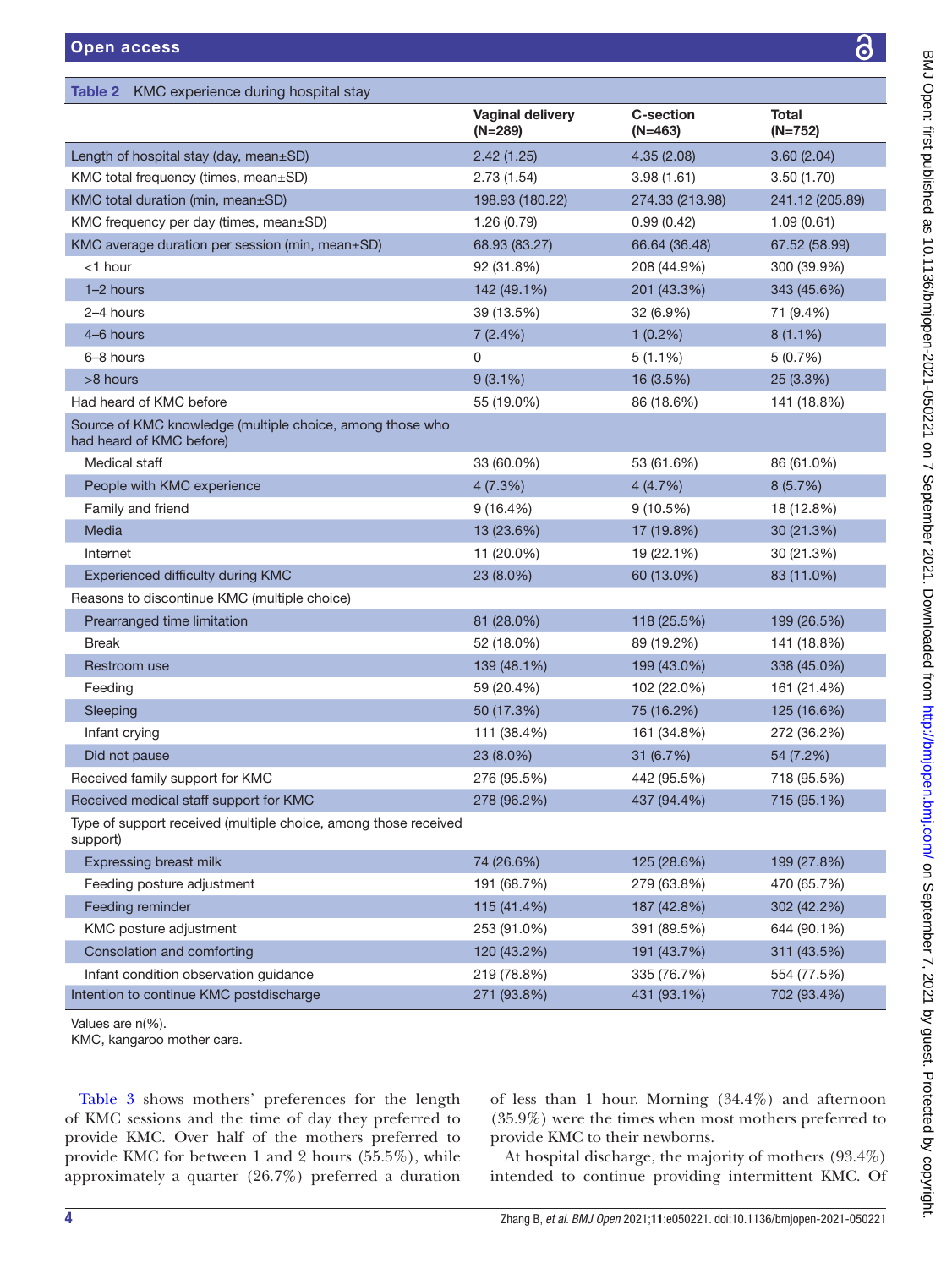**Table 2** KMC experience during hospital stay

| | Vaginal delivery (N=289) | C-section (N=463) | Total (N=752) |
|---|---|---|---|
| Length of hospital stay (day, mean±SD) | 2.42 (1.25) | 4.35 (2.08) | 3.60 (2.04) |
| KMC total frequency (times, mean±SD) | 2.73 (1.54) | 3.98 (1.61) | 3.50 (1.70) |
| KMC total duration (min, mean±SD) | 198.93 (180.22) | 274.33 (213.98) | 241.12 (205.89) |
| KMC frequency per day (times, mean±SD) | 1.26 (0.79) | 0.99 (0.42) | 1.09 (0.61) |
| KMC average duration per session (min, mean±SD) | 68.93 (83.27) | 66.64 (36.48) | 67.52 (58.99) |
|   <1 hour | 92 (31.8%) | 208 (44.9%) | 300 (39.9%) |
|   1–2 hours | 142 (49.1%) | 201 (43.3%) | 343 (45.6%) |
|   2–4 hours | 39 (13.5%) | 32 (6.9%) | 71 (9.4%) |
|   4–6 hours | 7 (2.4%) | 1 (0.2%) | 8 (1.1%) |
|   6–8 hours | 0 | 5 (1.1%) | 5 (0.7%) |
|   >8 hours | 9 (3.1%) | 16 (3.5%) | 25 (3.3%) |
| Had heard of KMC before | 55 (19.0%) | 86 (18.6%) | 141 (18.8%) |
| Source of KMC knowledge (multiple choice, among those who had heard of KMC before) | | | |
|   Medical staff | 33 (60.0%) | 53 (61.6%) | 86 (61.0%) |
|   People with KMC experience | 4 (7.3%) | 4 (4.7%) | 8 (5.7%) |
|   Family and friend | 9 (16.4%) | 9 (10.5%) | 18 (12.8%) |
|   Media | 13 (23.6%) | 17 (19.8%) | 30 (21.3%) |
|   Internet | 11 (20.0%) | 19 (22.1%) | 30 (21.3%) |
|   Experienced difficulty during KMC | 23 (8.0%) | 60 (13.0%) | 83 (11.0%) |
| Reasons to discontinue KMC (multiple choice) | | | |
|   Prearranged time limitation | 81 (28.0%) | 118 (25.5%) | 199 (26.5%) |
|   Break | 52 (18.0%) | 89 (19.2%) | 141 (18.8%) |
|   Restroom use | 139 (48.1%) | 199 (43.0%) | 338 (45.0%) |
|   Feeding | 59 (20.4%) | 102 (22.0%) | 161 (21.4%) |
|   Sleeping | 50 (17.3%) | 75 (16.2%) | 125 (16.6%) |
|   Infant crying | 111 (38.4%) | 161 (34.8%) | 272 (36.2%) |
|   Did not pause | 23 (8.0%) | 31 (6.7%) | 54 (7.2%) |
| Received family support for KMC | 276 (95.5%) | 442 (95.5%) | 718 (95.5%) |
| Received medical staff support for KMC | 278 (96.2%) | 437 (94.4%) | 715 (95.1%) |
| Type of support received (multiple choice, among those received support) | | | |
|   Expressing breast milk | 74 (26.6%) | 125 (28.6%) | 199 (27.8%) |
|   Feeding posture adjustment | 191 (68.7%) | 279 (63.8%) | 470 (65.7%) |
|   Feeding reminder | 115 (41.4%) | 187 (42.8%) | 302 (42.2%) |
|   KMC posture adjustment | 253 (91.0%) | 391 (89.5%) | 644 (90.1%) |
|   Consolation and comforting | 120 (43.2%) | 191 (43.7%) | 311 (43.5%) |
|   Infant condition observation guidance | 219 (78.8%) | 335 (76.7%) | 554 (77.5%) |
| Intention to continue KMC postdischarge | 271 (93.8%) | 431 (93.1%) | 702 (93.4%) |

Values are n(%).
KMC, kangaroo mother care.

Table 3 shows mothers' preferences for the length of KMC sessions and the time of day they preferred to provide KMC. Over half of the mothers preferred to provide KMC for between 1 and 2 hours (55.5%), while approximately a quarter (26.7%) preferred a duration of less than 1 hour. Morning (34.4%) and afternoon (35.9%) were the times when most mothers preferred to provide KMC to their newborns.

At hospital discharge, the majority of mothers (93.4%) intended to continue providing intermittent KMC. Of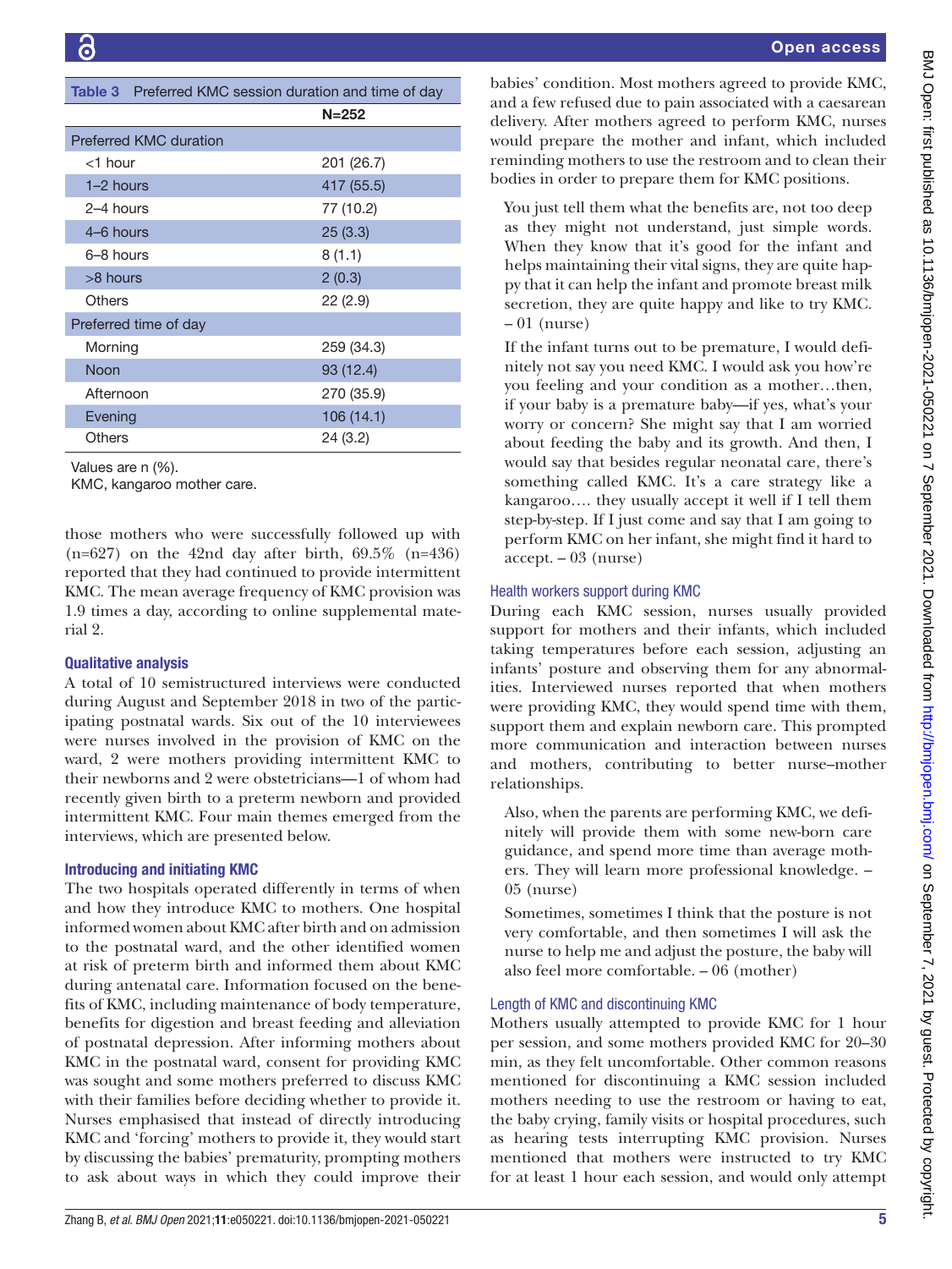Table 3 Preferred KMC session duration and time of day

| | N=252 |
|---|---|
| Preferred KMC duration | |
| <1 hour | 201 (26.7) |
| 1–2 hours | 417 (55.5) |
| 2–4 hours | 77 (10.2) |
| 4–6 hours | 25 (3.3) |
| 6–8 hours | 8 (1.1) |
| >8 hours | 2 (0.3) |
| Others | 22 (2.9) |
| Preferred time of day | |
| Morning | 259 (34.3) |
| Noon | 93 (12.4) |
| Afternoon | 270 (35.9) |
| Evening | 106 (14.1) |
| Others | 24 (3.2) |

Values are n (%).
KMC, kangaroo mother care.

those mothers who were successfully followed up with (n=627) on the 42nd day after birth, 69.5% (n=436) reported that they had continued to provide intermittent KMC. The mean average frequency of KMC provision was 1.9 times a day, according to online supplemental material 2.

### Qualitative analysis

A total of 10 semistructured interviews were conducted during August and September 2018 in two of the participating postnatal wards. Six out of the 10 interviewees were nurses involved in the provision of KMC on the ward, 2 were mothers providing intermittent KMC to their newborns and 2 were obstetricians—1 of whom had recently given birth to a preterm newborn and provided intermittent KMC. Four main themes emerged from the interviews, which are presented below.

### Introducing and initiating KMC

The two hospitals operated differently in terms of when and how they introduce KMC to mothers. One hospital informed women about KMC after birth and on admission to the postnatal ward, and the other identified women at risk of preterm birth and informed them about KMC during antenatal care. Information focused on the benefits of KMC, including maintenance of body temperature, benefits for digestion and breast feeding and alleviation of postnatal depression. After informing mothers about KMC in the postnatal ward, consent for providing KMC was sought and some mothers preferred to discuss KMC with their families before deciding whether to provide it. Nurses emphasised that instead of directly introducing KMC and 'forcing' mothers to provide it, they would start by discussing the babies' prematurity, prompting mothers to ask about ways in which they could improve their babies' condition. Most mothers agreed to provide KMC, and a few refused due to pain associated with a caesarean delivery. After mothers agreed to perform KMC, nurses would prepare the mother and infant, which included reminding mothers to use the restroom and to clean their bodies in order to prepare them for KMC positions.

> You just tell them what the benefits are, not too deep as they might not understand, just simple words. When they know that it's good for the infant and helps maintaining their vital signs, they are quite happy that it can help the infant and promote breast milk secretion, they are quite happy and like to try KMC. – 01 (nurse)

> If the infant turns out to be premature, I would definitely not say you need KMC. I would ask you how're you feeling and your condition as a mother…then, if your baby is a premature baby—if yes, what's your worry or concern? She might say that I am worried about feeding the baby and its growth. And then, I would say that besides regular neonatal care, there's something called KMC. It's a care strategy like a kangaroo…. they usually accept it well if I tell them step-by-step. If I just come and say that I am going to perform KMC on her infant, she might find it hard to accept. – 03 (nurse)

### Health workers support during KMC

During each KMC session, nurses usually provided support for mothers and their infants, which included taking temperatures before each session, adjusting an infants' posture and observing them for any abnormalities. Interviewed nurses reported that when mothers were providing KMC, they would spend time with them, support them and explain newborn care. This prompted more communication and interaction between nurses and mothers, contributing to better nurse–mother relationships.

> Also, when the parents are performing KMC, we definitely will provide them with some new-born care guidance, and spend more time than average mothers. They will learn more professional knowledge. – 05 (nurse)

> Sometimes, sometimes I think that the posture is not very comfortable, and then sometimes I will ask the nurse to help me and adjust the posture, the baby will also feel more comfortable. – 06 (mother)

### Length of KMC and discontinuing KMC

Mothers usually attempted to provide KMC for 1 hour per session, and some mothers provided KMC for 20–30 min, as they felt uncomfortable. Other common reasons mentioned for discontinuing a KMC session included mothers needing to use the restroom or having to eat, the baby crying, family visits or hospital procedures, such as hearing tests interrupting KMC provision. Nurses mentioned that mothers were instructed to try KMC for at least 1 hour each session, and would only attempt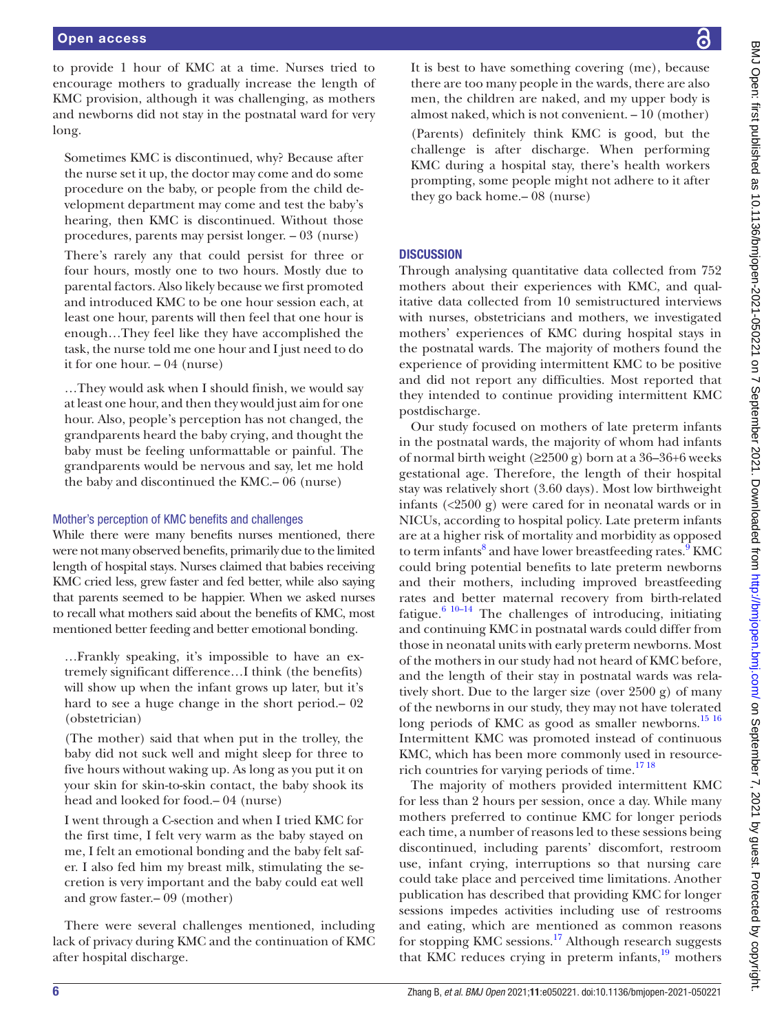to provide 1 hour of KMC at a time. Nurses tried to encourage mothers to gradually increase the length of KMC provision, although it was challenging, as mothers and newborns did not stay in the postnatal ward for very long.

> Sometimes KMC is discontinued, why? Because after the nurse set it up, the doctor may come and do some procedure on the baby, or people from the child development department may come and test the baby's hearing, then KMC is discontinued. Without those procedures, parents may persist longer. – 03 (nurse)

> There's rarely any that could persist for three or four hours, mostly one to two hours. Mostly due to parental factors. Also likely because we first promoted and introduced KMC to be one hour session each, at least one hour, parents will then feel that one hour is enough…They feel like they have accomplished the task, the nurse told me one hour and I just need to do it for one hour. – 04 (nurse)

> …They would ask when I should finish, we would say at least one hour, and then they would just aim for one hour. Also, people's perception has not changed, the grandparents heard the baby crying, and thought the baby must be feeling unformattable or painful. The grandparents would be nervous and say, let me hold the baby and discontinued the KMC.– 06 (nurse)

### Mother's perception of KMC benefits and challenges

While there were many benefits nurses mentioned, there were not many observed benefits, primarily due to the limited length of hospital stays. Nurses claimed that babies receiving KMC cried less, grew faster and fed better, while also saying that parents seemed to be happier. When we asked nurses to recall what mothers said about the benefits of KMC, most mentioned better feeding and better emotional bonding.

> …Frankly speaking, it's impossible to have an extremely significant difference…I think (the benefits) will show up when the infant grows up later, but it's hard to see a huge change in the short period.– 02 (obstetrician)

> (The mother) said that when put in the trolley, the baby did not suck well and might sleep for three to five hours without waking up. As long as you put it on your skin for skin-to-skin contact, the baby shook its head and looked for food.– 04 (nurse)

> I went through a C-section and when I tried KMC for the first time, I felt very warm as the baby stayed on me, I felt an emotional bonding and the baby felt safer. I also fed him my breast milk, stimulating the secretion is very important and the baby could eat well and grow faster.– 09 (mother)

There were several challenges mentioned, including lack of privacy during KMC and the continuation of KMC after hospital discharge.

> It is best to have something covering (me), because there are too many people in the wards, there are also men, the children are naked, and my upper body is almost naked, which is not convenient. – 10 (mother)

> (Parents) definitely think KMC is good, but the challenge is after discharge. When performing KMC during a hospital stay, there's health workers prompting, some people might not adhere to it after they go back home.– 08 (nurse)

## DISCUSSION

Through analysing quantitative data collected from 752 mothers about their experiences with KMC, and qualitative data collected from 10 semistructured interviews with nurses, obstetricians and mothers, we investigated mothers' experiences of KMC during hospital stays in the postnatal wards. The majority of mothers found the experience of providing intermittent KMC to be positive and did not report any difficulties. Most reported that they intended to continue providing intermittent KMC postdischarge.

Our study focused on mothers of late preterm infants in the postnatal wards, the majority of whom had infants of normal birth weight (≥2500 g) born at a 36–36+6 weeks gestational age. Therefore, the length of their hospital stay was relatively short (3.60 days). Most low birthweight infants (<2500 g) were cared for in neonatal wards or in NICUs, according to hospital policy. Late preterm infants are at a higher risk of mortality and morbidity as opposed to term infants[8] and have lower breastfeeding rates.[9] KMC could bring potential benefits to late preterm newborns and their mothers, including improved breastfeeding rates and better maternal recovery from birth-related fatigue.[6 10–14] The challenges of introducing, initiating and continuing KMC in postnatal wards could differ from those in neonatal units with early preterm newborns. Most of the mothers in our study had not heard of KMC before, and the length of their stay in postnatal wards was relatively short. Due to the larger size (over 2500 g) of many of the newborns in our study, they may not have tolerated long periods of KMC as good as smaller newborns.[15 16] Intermittent KMC was promoted instead of continuous KMC, which has been more commonly used in resource-rich countries for varying periods of time.[17 18]

The majority of mothers provided intermittent KMC for less than 2 hours per session, once a day. While many mothers preferred to continue KMC for longer periods each time, a number of reasons led to these sessions being discontinued, including parents' discomfort, restroom use, infant crying, interruptions so that nursing care could take place and perceived time limitations. Another publication has described that providing KMC for longer sessions impedes activities including use of restrooms and eating, which are mentioned as common reasons for stopping KMC sessions.[17] Although research suggests that KMC reduces crying in preterm infants,[19] mothers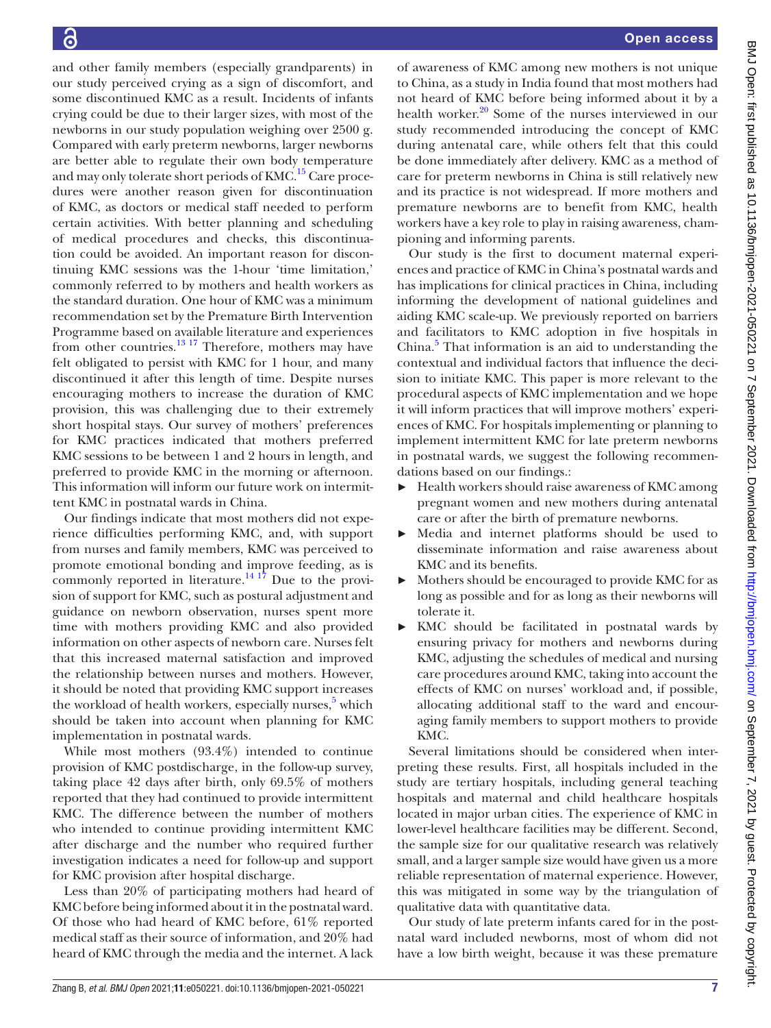and other family members (especially grandparents) in our study perceived crying as a sign of discomfort, and some discontinued KMC as a result. Incidents of infants crying could be due to their larger sizes, with most of the newborns in our study population weighing over 2500 g. Compared with early preterm newborns, larger newborns are better able to regulate their own body temperature and may only tolerate short periods of KMC.[15] Care procedures were another reason given for discontinuation of KMC, as doctors or medical staff needed to perform certain activities. With better planning and scheduling of medical procedures and checks, this discontinuation could be avoided. An important reason for discontinuing KMC sessions was the 1-hour 'time limitation,' commonly referred to by mothers and health workers as the standard duration. One hour of KMC was a minimum recommendation set by the Premature Birth Intervention Programme based on available literature and experiences from other countries.[13 17] Therefore, mothers may have felt obligated to persist with KMC for 1 hour, and many discontinued it after this length of time. Despite nurses encouraging mothers to increase the duration of KMC provision, this was challenging due to their extremely short hospital stays. Our survey of mothers' preferences for KMC practices indicated that mothers preferred KMC sessions to be between 1 and 2 hours in length, and preferred to provide KMC in the morning or afternoon. This information will inform our future work on intermittent KMC in postnatal wards in China.

Our findings indicate that most mothers did not experience difficulties performing KMC, and, with support from nurses and family members, KMC was perceived to promote emotional bonding and improve feeding, as is commonly reported in literature.[14 17] Due to the provision of support for KMC, such as postural adjustment and guidance on newborn observation, nurses spent more time with mothers providing KMC and also provided information on other aspects of newborn care. Nurses felt that this increased maternal satisfaction and improved the relationship between nurses and mothers. However, it should be noted that providing KMC support increases the workload of health workers, especially nurses,[5] which should be taken into account when planning for KMC implementation in postnatal wards.

While most mothers (93.4%) intended to continue provision of KMC postdischarge, in the follow-up survey, taking place 42 days after birth, only 69.5% of mothers reported that they had continued to provide intermittent KMC. The difference between the number of mothers who intended to continue providing intermittent KMC after discharge and the number who required further investigation indicates a need for follow-up and support for KMC provision after hospital discharge.

Less than 20% of participating mothers had heard of KMC before being informed about it in the postnatal ward. Of those who had heard of KMC before, 61% reported medical staff as their source of information, and 20% had heard of KMC through the media and the internet. A lack of awareness of KMC among new mothers is not unique to China, as a study in India found that most mothers had not heard of KMC before being informed about it by a health worker.[20] Some of the nurses interviewed in our study recommended introducing the concept of KMC during antenatal care, while others felt that this could be done immediately after delivery. KMC as a method of care for preterm newborns in China is still relatively new and its practice is not widespread. If more mothers and premature newborns are to benefit from KMC, health workers have a key role to play in raising awareness, championing and informing parents.

Our study is the first to document maternal experiences and practice of KMC in China's postnatal wards and has implications for clinical practices in China, including informing the development of national guidelines and aiding KMC scale-up. We previously reported on barriers and facilitators to KMC adoption in five hospitals in China.[5] That information is an aid to understanding the contextual and individual factors that influence the decision to initiate KMC. This paper is more relevant to the procedural aspects of KMC implementation and we hope it will inform practices that will improve mothers' experiences of KMC. For hospitals implementing or planning to implement intermittent KMC for late preterm newborns in postnatal wards, we suggest the following recommendations based on our findings.:

- Health workers should raise awareness of KMC among pregnant women and new mothers during antenatal care or after the birth of premature newborns.
- Media and internet platforms should be used to disseminate information and raise awareness about KMC and its benefits.
- Mothers should be encouraged to provide KMC for as long as possible and for as long as their newborns will tolerate it.
- KMC should be facilitated in postnatal wards by ensuring privacy for mothers and newborns during KMC, adjusting the schedules of medical and nursing care procedures around KMC, taking into account the effects of KMC on nurses' workload and, if possible, allocating additional staff to the ward and encouraging family members to support mothers to provide KMC.

Several limitations should be considered when interpreting these results. First, all hospitals included in the study are tertiary hospitals, including general teaching hospitals and maternal and child healthcare hospitals located in major urban cities. The experience of KMC in lower-level healthcare facilities may be different. Second, the sample size for our qualitative research was relatively small, and a larger sample size would have given us a more reliable representation of maternal experience. However, this was mitigated in some way by the triangulation of qualitative data with quantitative data.

Our study of late preterm infants cared for in the postnatal ward included newborns, most of whom did not have a low birth weight, because it was these premature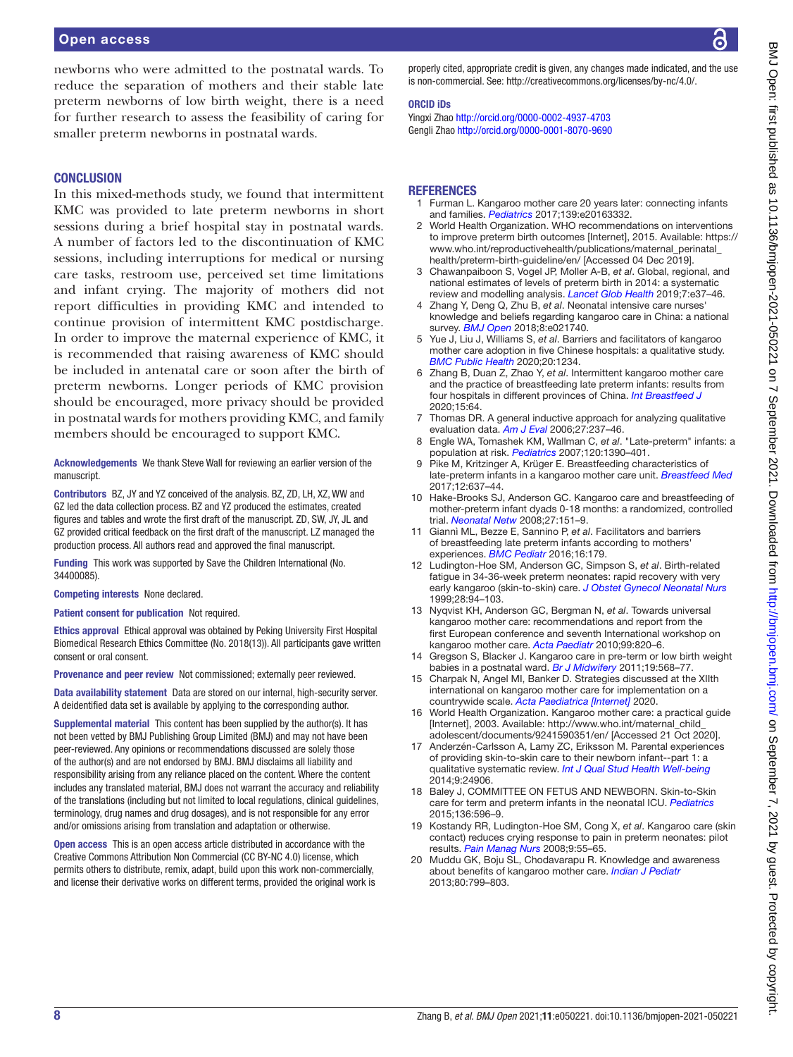newborns who were admitted to the postnatal wards. To reduce the separation of mothers and their stable late preterm newborns of low birth weight, there is a need for further research to assess the feasibility of caring for smaller preterm newborns in postnatal wards.

## CONCLUSION

In this mixed-methods study, we found that intermittent KMC was provided to late preterm newborns in short sessions during a brief hospital stay in postnatal wards. A number of factors led to the discontinuation of KMC sessions, including interruptions for medical or nursing care tasks, restroom use, perceived set time limitations and infant crying. The majority of mothers did not report difficulties in providing KMC and intended to continue provision of intermittent KMC postdischarge. In order to improve the maternal experience of KMC, it is recommended that raising awareness of KMC should be included in antenatal care or soon after the birth of preterm newborns. Longer periods of KMC provision should be encouraged, more privacy should be provided in postnatal wards for mothers providing KMC, and family members should be encouraged to support KMC.

**Acknowledgements** We thank Steve Wall for reviewing an earlier version of the manuscript.

**Contributors** BZ, JY and YZ conceived of the analysis. BZ, ZD, LH, XZ, WW and GZ led the data collection process. BZ and YZ produced the estimates, created figures and tables and wrote the first draft of the manuscript. ZD, SW, JY, JL and GZ provided critical feedback on the first draft of the manuscript. LZ managed the production process. All authors read and approved the final manuscript.

**Funding** This work was supported by Save the Children International (No. 34400085).

**Competing interests** None declared.

**Patient consent for publication** Not required.

**Ethics approval** Ethical approval was obtained by Peking University First Hospital Biomedical Research Ethics Committee (No. 2018(13)). All participants gave written consent or oral consent.

**Provenance and peer review** Not commissioned; externally peer reviewed.

**Data availability statement** Data are stored on our internal, high-security server. A deidentified data set is available by applying to the corresponding author.

**Supplemental material** This content has been supplied by the author(s). It has not been vetted by BMJ Publishing Group Limited (BMJ) and may not have been peer-reviewed. Any opinions or recommendations discussed are solely those of the author(s) and are not endorsed by BMJ. BMJ disclaims all liability and responsibility arising from any reliance placed on the content. Where the content includes any translated material, BMJ does not warrant the accuracy and reliability of the translations (including but not limited to local regulations, clinical guidelines, terminology, drug names and drug dosages), and is not responsible for any error and/or omissions arising from translation and adaptation or otherwise.

**Open access** This is an open access article distributed in accordance with the Creative Commons Attribution Non Commercial (CC BY-NC 4.0) license, which permits others to distribute, remix, adapt, build upon this work non-commercially, and license their derivative works on different terms, provided the original work is properly cited, appropriate credit is given, any changes made indicated, and the use is non-commercial. See: http://creativecommons.org/licenses/by-nc/4.0/.

**ORCID iDs**

Yingxi Zhao http://orcid.org/0000-0002-4937-4703
Gengli Zhao http://orcid.org/0000-0001-8070-9690

## REFERENCES

1. Furman L. Kangaroo mother care 20 years later: connecting infants and families. *Pediatrics* 2017;139:e20163332.
2. World Health Organization. WHO recommendations on interventions to improve preterm birth outcomes [Internet], 2015. Available: https://www.who.int/reproductivehealth/publications/maternal_perinatal_health/preterm-birth-guideline/en/ [Accessed 04 Dec 2019].
3. Chawanpaiboon S, Vogel JP, Moller A-B, *et al*. Global, regional, and national estimates of levels of preterm birth in 2014: a systematic review and modelling analysis. *Lancet Glob Health* 2019;7:e37–46.
4. Zhang Y, Deng Q, Zhu B, *et al*. Neonatal intensive care nurses' knowledge and beliefs regarding kangaroo care in China: a national survey. *BMJ Open* 2018;8:e021740.
5. Yue J, Liu J, Williams S, *et al*. Barriers and facilitators of kangaroo mother care adoption in five Chinese hospitals: a qualitative study. *BMC Public Health* 2020;20:1234.
6. Zhang B, Duan Z, Zhao Y, *et al*. Intermittent kangaroo mother care and the practice of breastfeeding late preterm infants: results from four hospitals in different provinces of China. *Int Breastfeed J* 2020;15:64.
7. Thomas DR. A general inductive approach for analyzing qualitative evaluation data. *Am J Eval* 2006;27:237–46.
8. Engle WA, Tomashek KM, Wallman C, *et al*. "Late-preterm" infants: a population at risk. *Pediatrics* 2007;120:1390–401.
9. Pike M, Kritzinger A, Krüger E. Breastfeeding characteristics of late-preterm infants in a kangaroo mother care unit. *Breastfeed Med* 2017;12:637–44.
10. Hake-Brooks SJ, Anderson GC. Kangaroo care and breastfeeding of mother-preterm infant dyads 0-18 months: a randomized, controlled trial. *Neonatal Netw* 2008;27:151–9.
11. Giannì ML, Bezze E, Sannino P, *et al*. Facilitators and barriers of breastfeeding late preterm infants according to mothers' experiences. *BMC Pediatr* 2016;16:179.
12. Ludington-Hoe SM, Anderson GC, Simpson S, *et al*. Birth-related fatigue in 34-36-week preterm neonates: rapid recovery with very early kangaroo (skin-to-skin) care. *J Obstet Gynecol Neonatal Nurs* 1999;28:94–103.
13. Nyqvist KH, Anderson GC, Bergman N, *et al*. Towards universal kangaroo mother care: recommendations and report from the first European conference and seventh International workshop on kangaroo mother care. *Acta Paediatr* 2010;99:820–6.
14. Gregson S, Blacker J. Kangaroo care in pre-term or low birth weight babies in a postnatal ward. *Br J Midwifery* 2011;19:568–77.
15. Charpak N, Angel MI, Banker D. Strategies discussed at the XIIth international on kangaroo mother care for implementation on a countrywide scale. *Acta Paediatrica [Internet]* 2020.
16. World Health Organization. Kangaroo mother care: a practical guide [Internet], 2003. Available: http://www.who.int/maternal_child_adolescent/documents/9241590351/en/ [Accessed 21 Oct 2020].
17. Anderzén-Carlsson A, Lamy ZC, Eriksson M. Parental experiences of providing skin-to-skin care to their newborn infant--part 1: a qualitative systematic review. *Int J Qual Stud Health Well-being* 2014;9:24906.
18. Baley J, COMMITTEE ON FETUS AND NEWBORN. Skin-to-Skin care for term and preterm infants in the neonatal ICU. *Pediatrics* 2015;136:596–9.
19. Kostandy RR, Ludington-Hoe SM, Cong X, *et al*. Kangaroo care (skin contact) reduces crying response to pain in preterm neonates: pilot results. *Pain Manag Nurs* 2008;9:55–65.
20. Muddu GK, Boju SL, Chodavarapu R. Knowledge and awareness about benefits of kangaroo mother care. *Indian J Pediatr* 2013;80:799–803.